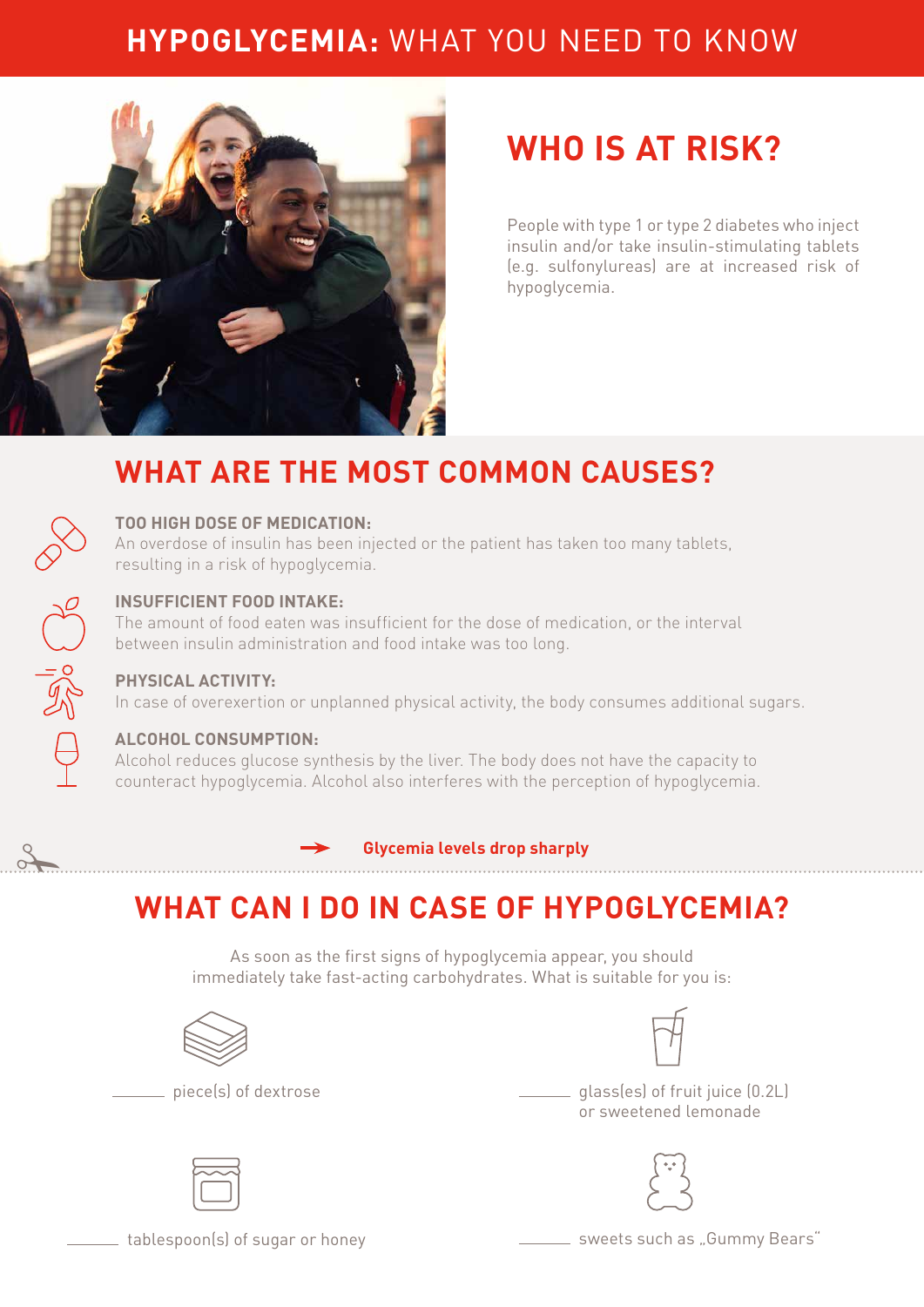# **HYPOGLYCEMIA:** WHAT YOU NEED TO KNOW

## WHO IS AT RISK?

People with type 1 or type 2 diabetes who inject insulin and/or take insulin-stimulating tablets (e.g. sulfonylureas) are at increased risk of hypoglycemia.

## WHAT ARE THE MOST COMMON CAUSES?

**TOO HIGH DOSE OF MEDICATION:**
An overdose of insulin has been injected or the patient has taken too many tablets, resulting in a risk of hypoglycemia.

**INSUFFICIENT FOOD INTAKE:**
The amount of food eaten was insufficient for the dose of medication, or the interval between insulin administration and food intake was too long.

**PHYSICAL ACTIVITY:**
In case of overexertion or unplanned physical activity, the body consumes additional sugars.

**ALCOHOL CONSUMPTION:**
Alcohol reduces glucose synthesis by the liver. The body does not have the capacity to counteract hypoglycemia. Alcohol also interferes with the perception of hypoglycemia.

→ **Glycemia levels drop sharply**

## WHAT CAN I DO IN CASE OF HYPOGLYCEMIA?

As soon as the first signs of hypoglycemia appear, you should immediately take fast-acting carbohydrates. What is suitable for you is:

______ piece(s) of dextrose

______ glass(es) of fruit juice (0.2L) or sweetened lemonade

______ tablespoon(s) of sugar or honey

______ sweets such as „Gummy Bears"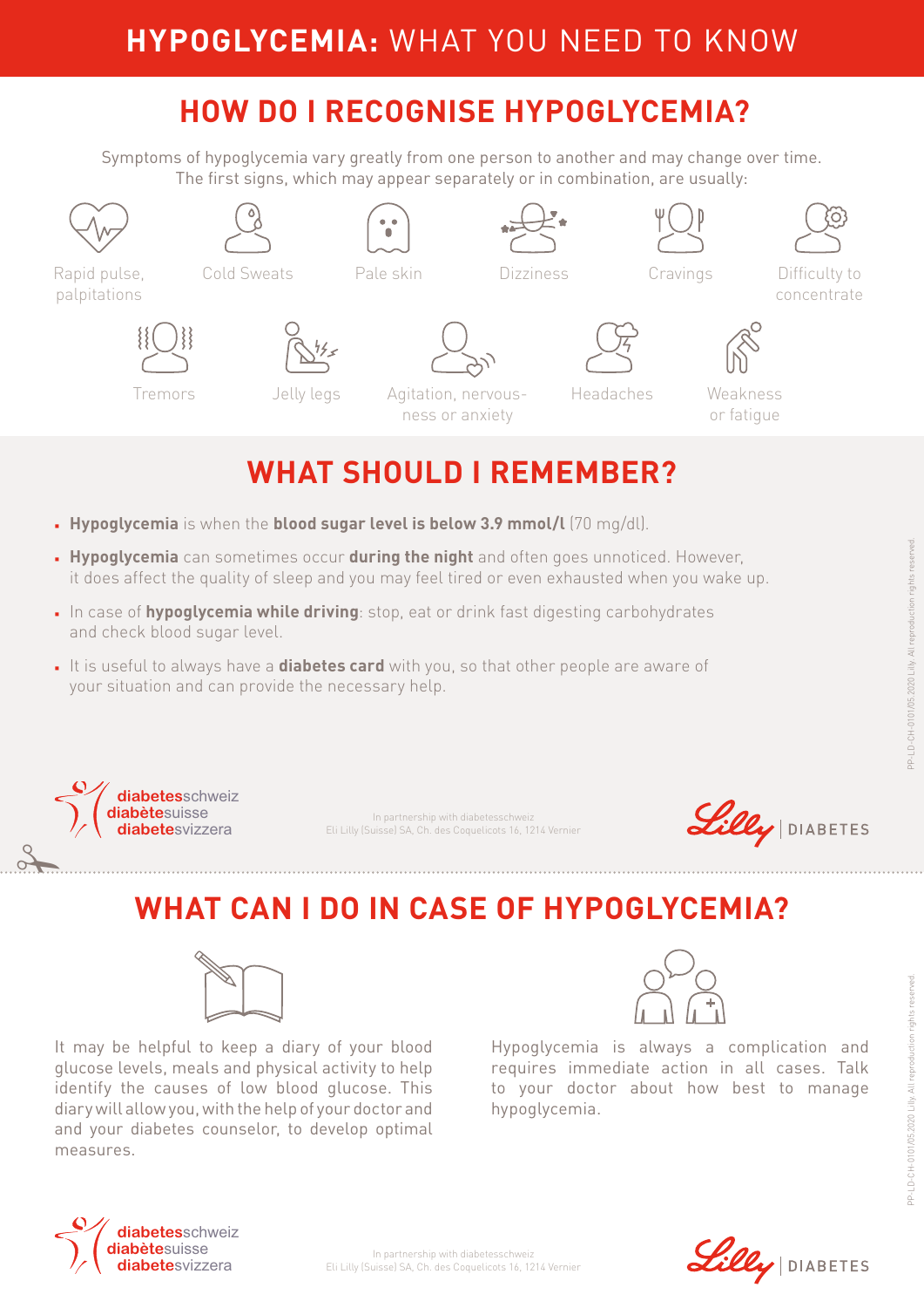# HYPOGLYCEMIA: WHAT YOU NEED TO KNOW

## HOW DO I RECOGNISE HYPOGLYCEMIA?

Symptoms of hypoglycemia vary greatly from one person to another and may change over time. The first signs, which may appear separately or in combination, are usually:

- Rapid pulse, palpitations
- Cold Sweats
- Pale skin
- Dizziness
- Cravings
- Difficulty to concentrate
- Tremors
- Jelly legs
- Agitation, nervousness or anxiety
- Headaches
- Weakness or fatigue

## WHAT SHOULD I REMEMBER?

- **Hypoglycemia** is when the **blood sugar level is below 3.9 mmol/l** (70 mg/dl).
- **Hypoglycemia** can sometimes occur **during the night** and often goes unnoticed. However, it does affect the quality of sleep and you may feel tired or even exhausted when you wake up.
- In case of **hypoglycemia while driving**: stop, eat or drink fast digesting carbohydrates and check blood sugar level.
- It is useful to always have a **diabetes card** with you, so that other people are aware of your situation and can provide the necessary help.

diabetesschweiz diabètesuisse diabetesvizzera

In partnership with diabetesschweiz
Eli Lilly (Suisse) SA, Ch. des Coquelicots 16, 1214 Vernier

Lilly | DIABETES

PP-LD-CH-0101/05.2020 Lilly. All reproduction rights reserved.

## WHAT CAN I DO IN CASE OF HYPOGLYCEMIA?

It may be helpful to keep a diary of your blood glucose levels, meals and physical activity to help identify the causes of low blood glucose. This diary will allow you, with the help of your doctor and and your diabetes counselor, to develop optimal measures.

Hypoglycemia is always a complication and requires immediate action in all cases. Talk to your doctor about how best to manage hypoglycemia.

diabetesschweiz diabètesuisse diabetesvizzera

In partnership with diabetesschweiz
Eli Lilly (Suisse) SA, Ch. des Coquelicots 16, 1214 Vernier

Lilly | DIABETES

PP-LD-CH-0101/05.2020 Lilly. All reproduction rights reserved.